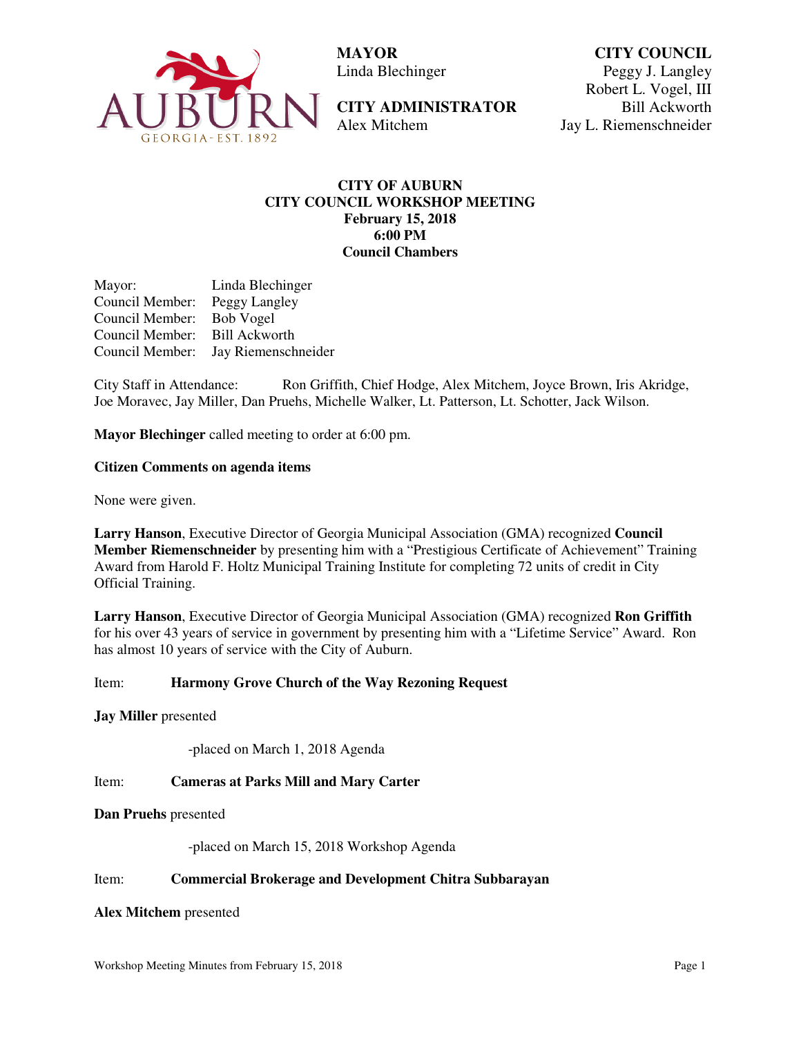AUBURN
GEORGIA - EST. 1892

**MAYOR**
Linda Blechinger

**CITY ADMINISTRATOR**
Alex Mitchem

**CITY COUNCIL**
Peggy J. Langley
Robert L. Vogel, III
Bill Ackworth
Jay L. Riemenschneider

**CITY OF AUBURN**
**CITY COUNCIL WORKSHOP MEETING**
**February 15, 2018**
**6:00 PM**
**Council Chambers**

| | |
|---|---|
| Mayor: | Linda Blechinger |
| Council Member: | Peggy Langley |
| Council Member: | Bob Vogel |
| Council Member: | Bill Ackworth |
| Council Member: | Jay Riemenschneider |

City Staff in Attendance: Ron Griffith, Chief Hodge, Alex Mitchem, Joyce Brown, Iris Akridge, Joe Moravec, Jay Miller, Dan Pruehs, Michelle Walker, Lt. Patterson, Lt. Schotter, Jack Wilson.

**Mayor Blechinger** called meeting to order at 6:00 pm.

**Citizen Comments on agenda items**

None were given.

**Larry Hanson**, Executive Director of Georgia Municipal Association (GMA) recognized **Council Member Riemenschneider** by presenting him with a "Prestigious Certificate of Achievement" Training Award from Harold F. Holtz Municipal Training Institute for completing 72 units of credit in City Official Training.

**Larry Hanson**, Executive Director of Georgia Municipal Association (GMA) recognized **Ron Griffith** for his over 43 years of service in government by presenting him with a "Lifetime Service" Award. Ron has almost 10 years of service with the City of Auburn.

Item: **Harmony Grove Church of the Way Rezoning Request**

**Jay Miller** presented

-placed on March 1, 2018 Agenda

Item: **Cameras at Parks Mill and Mary Carter**

**Dan Pruehs** presented

-placed on March 15, 2018 Workshop Agenda

Item: **Commercial Brokerage and Development Chitra Subbarayan**

**Alex Mitchem** presented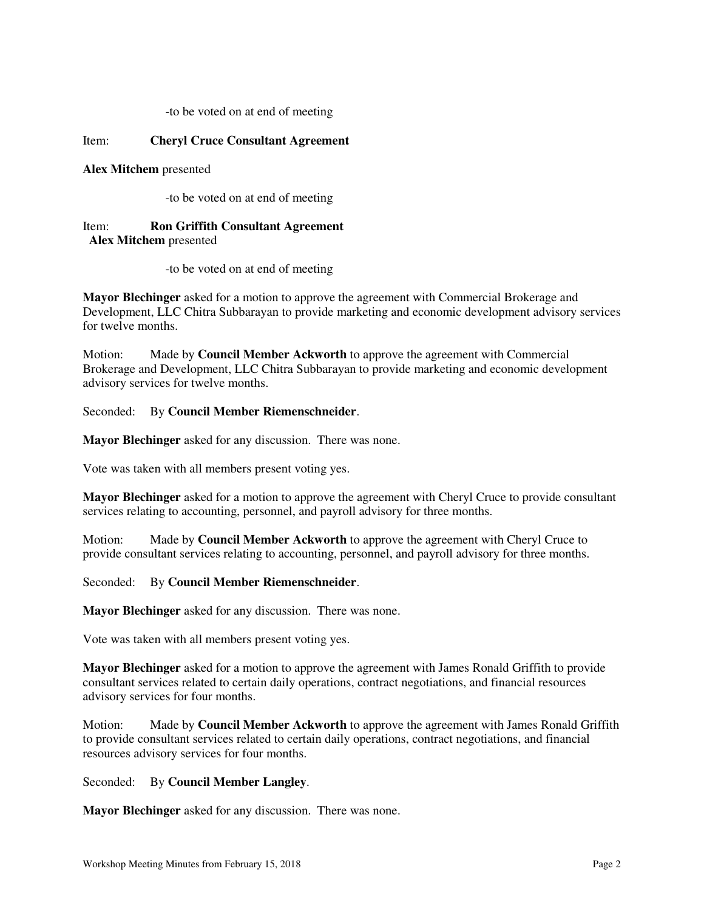-to be voted on at end of meeting

Item: **Cheryl Cruce Consultant Agreement**

**Alex Mitchem** presented

-to be voted on at end of meeting

Item: **Ron Griffith Consultant Agreement**
**Alex Mitchem** presented

-to be voted on at end of meeting

**Mayor Blechinger** asked for a motion to approve the agreement with Commercial Brokerage and Development, LLC Chitra Subbarayan to provide marketing and economic development advisory services for twelve months.

Motion: Made by **Council Member Ackworth** to approve the agreement with Commercial Brokerage and Development, LLC Chitra Subbarayan to provide marketing and economic development advisory services for twelve months.

Seconded: By **Council Member Riemenschneider**.

**Mayor Blechinger** asked for any discussion. There was none.

Vote was taken with all members present voting yes.

**Mayor Blechinger** asked for a motion to approve the agreement with Cheryl Cruce to provide consultant services relating to accounting, personnel, and payroll advisory for three months.

Motion: Made by **Council Member Ackworth** to approve the agreement with Cheryl Cruce to provide consultant services relating to accounting, personnel, and payroll advisory for three months.

Seconded: By **Council Member Riemenschneider**.

**Mayor Blechinger** asked for any discussion. There was none.

Vote was taken with all members present voting yes.

**Mayor Blechinger** asked for a motion to approve the agreement with James Ronald Griffith to provide consultant services related to certain daily operations, contract negotiations, and financial resources advisory services for four months.

Motion: Made by **Council Member Ackworth** to approve the agreement with James Ronald Griffith to provide consultant services related to certain daily operations, contract negotiations, and financial resources advisory services for four months.

Seconded: By **Council Member Langley**.

**Mayor Blechinger** asked for any discussion. There was none.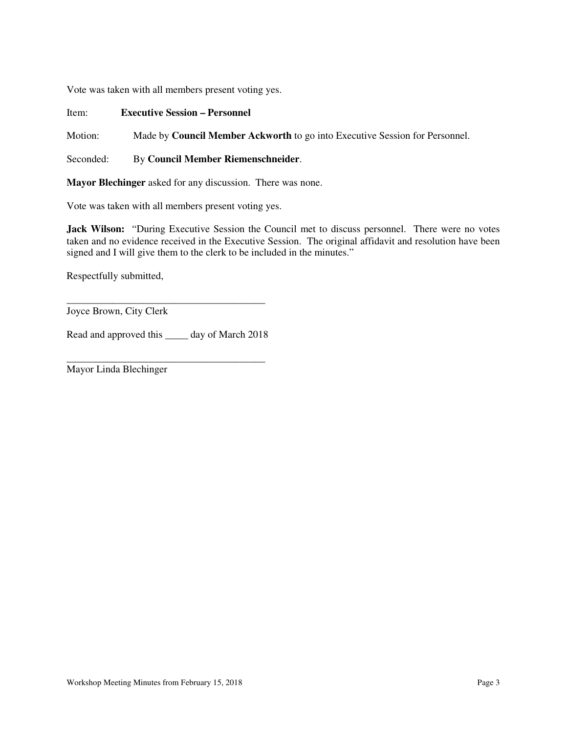Vote was taken with all members present voting yes.

Item: **Executive Session – Personnel**

Motion: Made by **Council Member Ackworth** to go into Executive Session for Personnel.

Seconded: By **Council Member Riemenschneider**.

**Mayor Blechinger** asked for any discussion. There was none.

Vote was taken with all members present voting yes.

**Jack Wilson:** "During Executive Session the Council met to discuss personnel. There were no votes taken and no evidence received in the Executive Session. The original affidavit and resolution have been signed and I will give them to the clerk to be included in the minutes."

Respectfully submitted,

_______________________________________
Joyce Brown, City Clerk

Read and approved this _____ day of March 2018

_______________________________________
Mayor Linda Blechinger